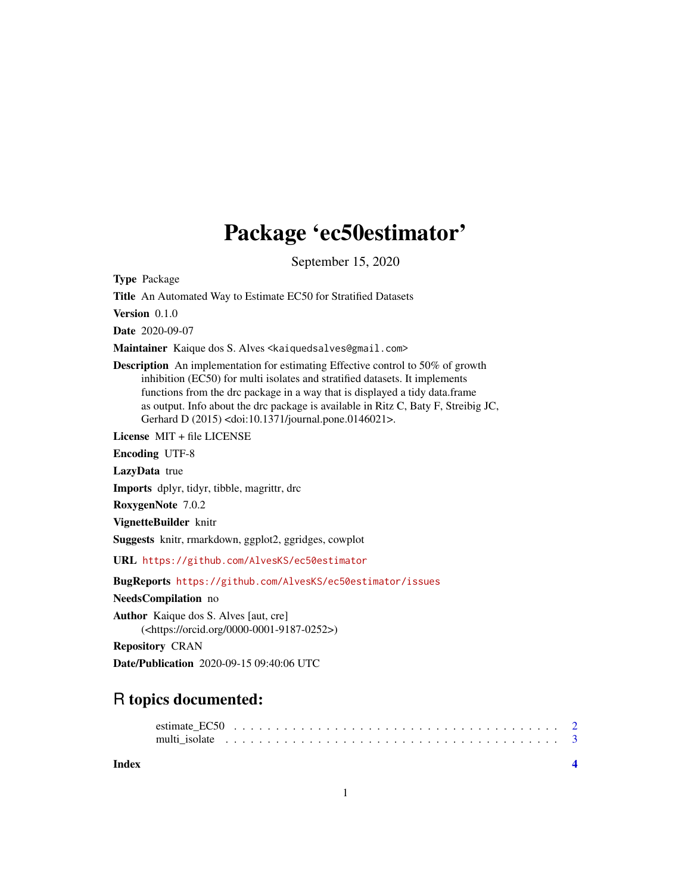# Package 'ec50estimator'

September 15, 2020

**Type** Package

**Title** An Automated Way to Estimate EC50 for Stratified Datasets

**Version** 0.1.0

**Date** 2020-09-07

**Maintainer** Kaique dos S. Alves <kaiquedsalves@gmail.com>

**Description** An implementation for estimating Effective control to 50% of growth inhibition (EC50) for multi isolates and stratified datasets. It implements functions from the drc package in a way that is displayed a tidy data.frame as output. Info about the drc package is available in Ritz C, Baty F, Streibig JC, Gerhard D (2015) <doi:10.1371/journal.pone.0146021>.

**License** MIT + file LICENSE

**Encoding** UTF-8

**LazyData** true

**Imports** dplyr, tidyr, tibble, magrittr, drc

**RoxygenNote** 7.0.2

**VignetteBuilder** knitr

**Suggests** knitr, rmarkdown, ggplot2, ggridges, cowplot

**URL** https://github.com/AlvesKS/ec50estimator

**BugReports** https://github.com/AlvesKS/ec50estimator/issues

**NeedsCompilation** no

**Author** Kaique dos S. Alves [aut, cre] (<https://orcid.org/0000-0001-9187-0252>)

**Repository** CRAN

**Date/Publication** 2020-09-15 09:40:06 UTC

## R topics documented:

estimate_EC50 . . . . . . . . . . . . . . . . . . . . . . . . . . . . . . . . . . . . . . 2
multi_isolate . . . . . . . . . . . . . . . . . . . . . . . . . . . . . . . . . . . . . . 3

**Index** **4**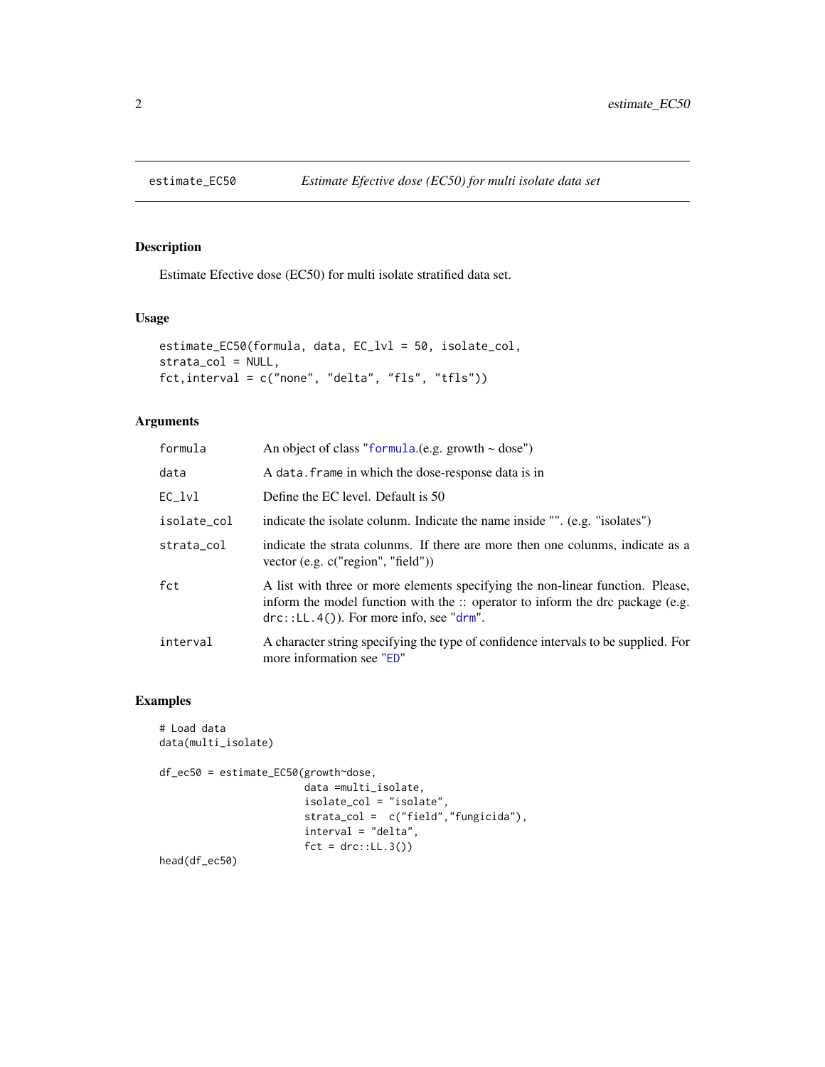estimate_EC50 — *Estimate Efective dose (EC50) for multi isolate data set*

## Description

Estimate Efective dose (EC50) for multi isolate stratified data set.

## Usage

```
estimate_EC50(formula, data, EC_lvl = 50, isolate_col,
strata_col = NULL,
fct,interval = c("none", "delta", "fls", "tfls"))
```

## Arguments

| | |
|---|---|
| `formula` | An object of class "`formula`.(e.g. growth ~ dose") |
| `data` | A `data.frame` in which the dose-response data is in |
| `EC_lvl` | Define the EC level. Default is 50 |
| `isolate_col` | indicate the isolate colunm. Indicate the name inside "". (e.g. "isolates") |
| `strata_col` | indicate the strata colunms. If there are more then one colunms, indicate as a vector (e.g. c("region", "field")) |
| `fct` | A list with three or more elements specifying the non-linear function. Please, inform the model function with the :: operator to inform the drc package (e.g. `drc::LL.4()`). For more info, see "`drm`". |
| `interval` | A character string specifying the type of confidence intervals to be supplied. For more information see "`ED`" |

## Examples

```
# Load data
data(multi_isolate)

df_ec50 = estimate_EC50(growth~dose,
                        data =multi_isolate,
                        isolate_col = "isolate",
                        strata_col =  c("field","fungicida"),
                        interval = "delta",
                        fct = drc::LL.3())
head(df_ec50)
```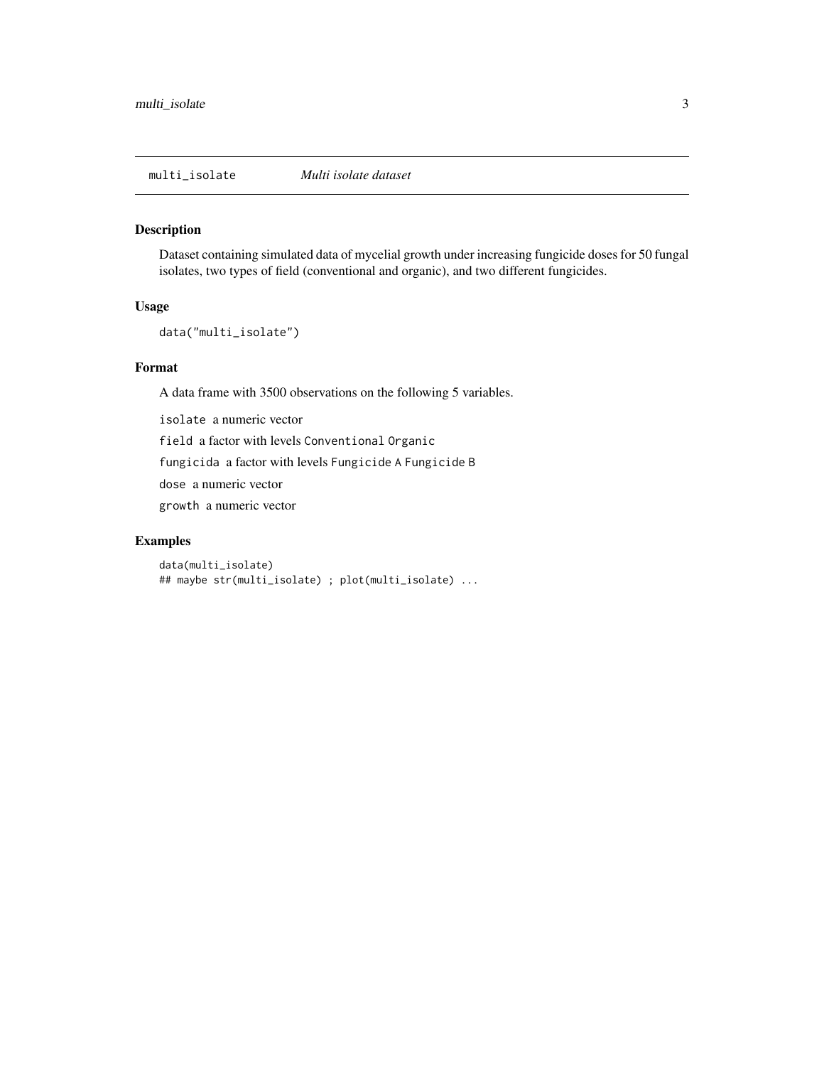## multi_isolate — *Multi isolate dataset*

### Description

Dataset containing simulated data of mycelial growth under increasing fungicide doses for 50 fungal isolates, two types of field (conventional and organic), and two different fungicides.

### Usage

```
data("multi_isolate")
```

### Format

A data frame with 3500 observations on the following 5 variables.

`isolate` a numeric vector

`field` a factor with levels `Conventional` `Organic`

`fungicida` a factor with levels `Fungicide A` `Fungicide B`

`dose` a numeric vector

`growth` a numeric vector

### Examples

```
data(multi_isolate)
## maybe str(multi_isolate) ; plot(multi_isolate) ...
```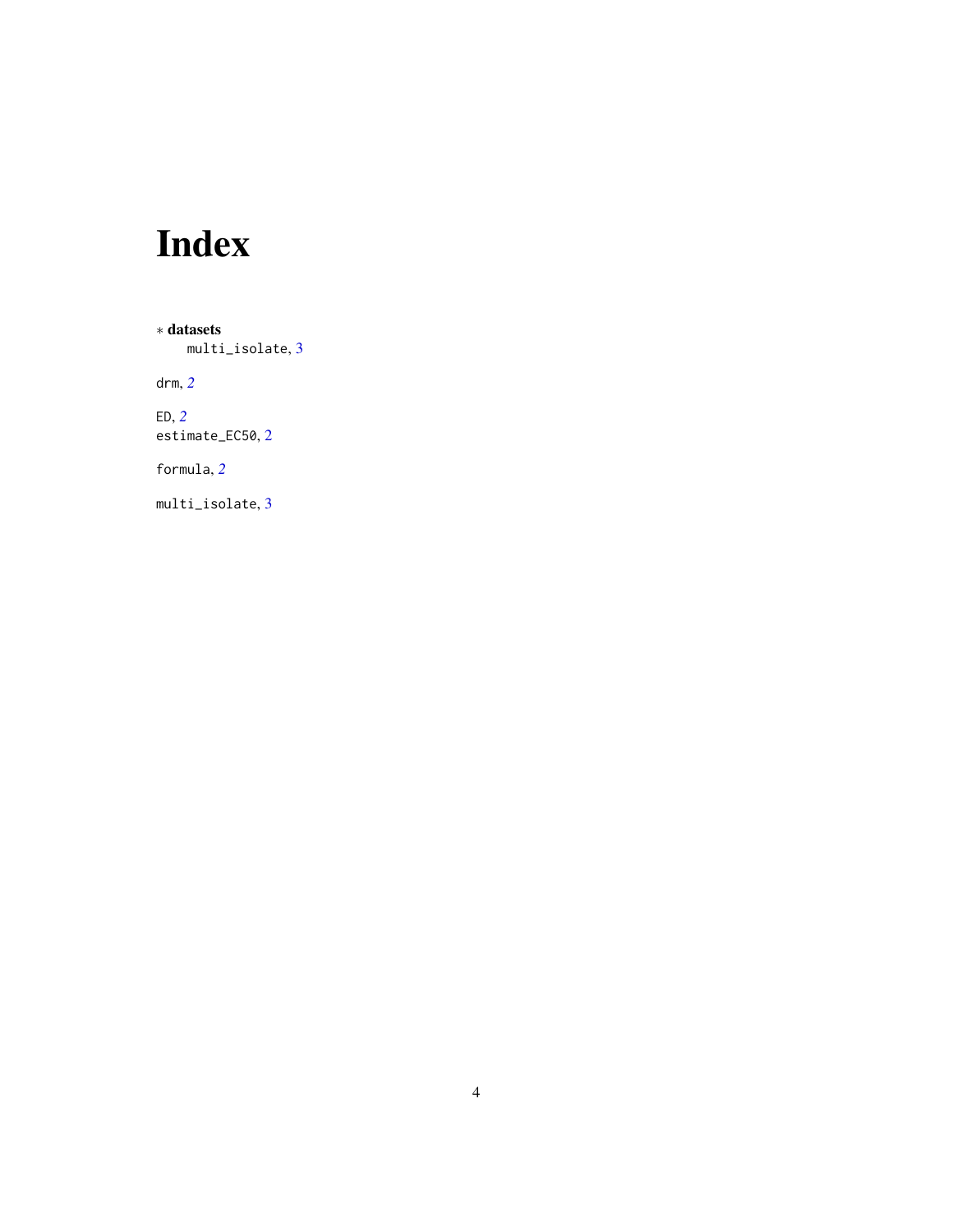# Index

∗ **datasets**

  multi_isolate, 3

drm, *2*

ED, *2*
estimate_EC50, 2

formula, *2*

multi_isolate, 3